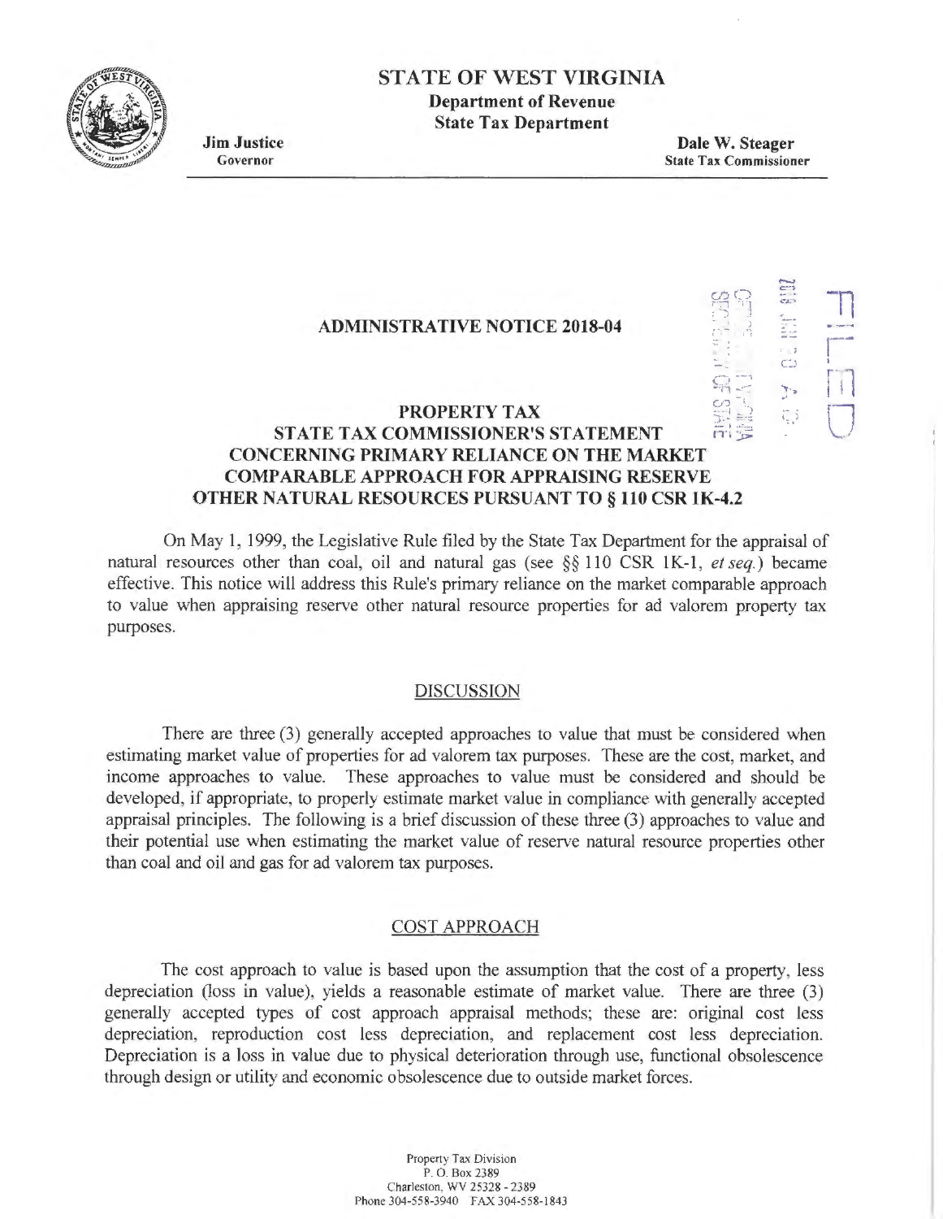# STATE OF WEST VIRGINIA

**Department of Revenue**
**State Tax Department**

**Jim Justice**
Governor

**Dale W. Steager**
State Tax Commissioner

## ADMINISTRATIVE NOTICE 2018-04

## PROPERTY TAX
## STATE TAX COMMISSIONER'S STATEMENT CONCERNING PRIMARY RELIANCE ON THE MARKET COMPARABLE APPROACH FOR APPRAISING RESERVE OTHER NATURAL RESOURCES PURSUANT TO § 110 CSR 1K-4.2

On May 1, 1999, the Legislative Rule filed by the State Tax Department for the appraisal of natural resources other than coal, oil and natural gas (see §§ 110 CSR 1K-1, *et seq.*) became effective. This notice will address this Rule's primary reliance on the market comparable approach to value when appraising reserve other natural resource properties for ad valorem property tax purposes.

### DISCUSSION

There are three (3) generally accepted approaches to value that must be considered when estimating market value of properties for ad valorem tax purposes. These are the cost, market, and income approaches to value. These approaches to value must be considered and should be developed, if appropriate, to properly estimate market value in compliance with generally accepted appraisal principles. The following is a brief discussion of these three (3) approaches to value and their potential use when estimating the market value of reserve natural resource properties other than coal and oil and gas for ad valorem tax purposes.

### COST APPROACH

The cost approach to value is based upon the assumption that the cost of a property, less depreciation (loss in value), yields a reasonable estimate of market value. There are three (3) generally accepted types of cost approach appraisal methods; these are: original cost less depreciation, reproduction cost less depreciation, and replacement cost less depreciation. Depreciation is a loss in value due to physical deterioration through use, functional obsolescence through design or utility and economic obsolescence due to outside market forces.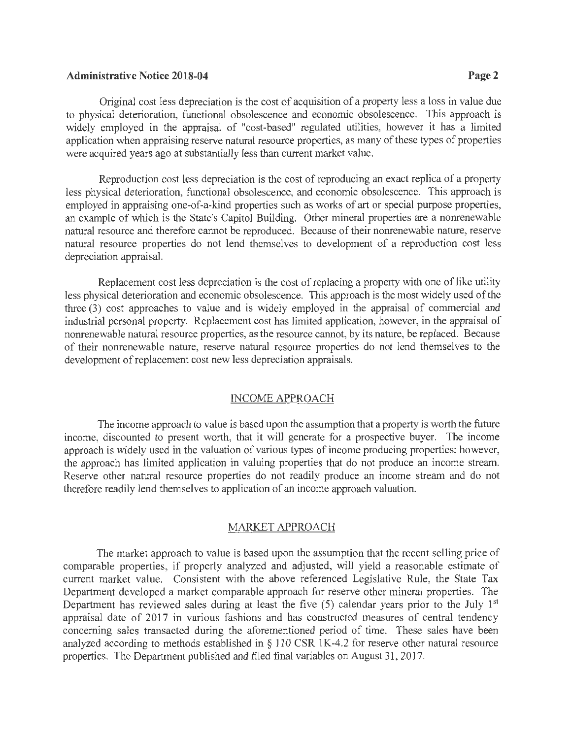Original cost less depreciation is the cost of acquisition of a property less a loss in value due to physical deterioration, functional obsolescence and economic obsolescence. This approach is widely employed in the appraisal of "cost-based" regulated utilities, however it has a limited application when appraising reserve natural resource properties, as many of these types of properties were acquired years ago at substantially less than current market value.

Reproduction cost less depreciation is the cost of reproducing an exact replica of a property less physical deterioration, functional obsolescence, and economic obsolescence. This approach is employed in appraising one-of-a-kind properties such as works of art or special purpose properties, an example of which is the State's Capitol Building. Other mineral properties are a nonrenewable natural resource and therefore cannot be reproduced. Because of their nonrenewable nature, reserve natural resource properties do not lend themselves to development of a reproduction cost less depreciation appraisal.

Replacement cost less depreciation is the cost of replacing a property with one of like utility less physical deterioration and economic obsolescence. This approach is the most widely used of the three (3) cost approaches to value and is widely employed in the appraisal of commercial and industrial personal property. Replacement cost has limited application, however, in the appraisal of nonrenewable natural resource properties, as the resource cannot, by its nature, be replaced. Because of their nonrenewable nature, reserve natural resource properties do not lend themselves to the development of replacement cost new less depreciation appraisals.

## INCOME APPROACH

The income approach to value is based upon the assumption that a property is worth the future income, discounted to present worth, that it will generate for a prospective buyer. The income approach is widely used in the valuation of various types of income producing properties; however, the approach has limited application in valuing properties that do not produce an income stream. Reserve other natural resource properties do not readily produce an income stream and do not therefore readily lend themselves to application of an income approach valuation.

## MARKET APPROACH

The market approach to value is based upon the assumption that the recent selling price of comparable properties, if properly analyzed and adjusted, will yield a reasonable estimate of current market value. Consistent with the above referenced Legislative Rule, the State Tax Department developed a market comparable approach for reserve other mineral properties. The Department has reviewed sales during at least the five (5) calendar years prior to the July 1st appraisal date of 2017 in various fashions and has constructed measures of central tendency concerning sales transacted during the aforementioned period of time. These sales have been analyzed according to methods established in § 110 CSR 1K-4.2 for reserve other natural resource properties. The Department published and filed final variables on August 31, 2017.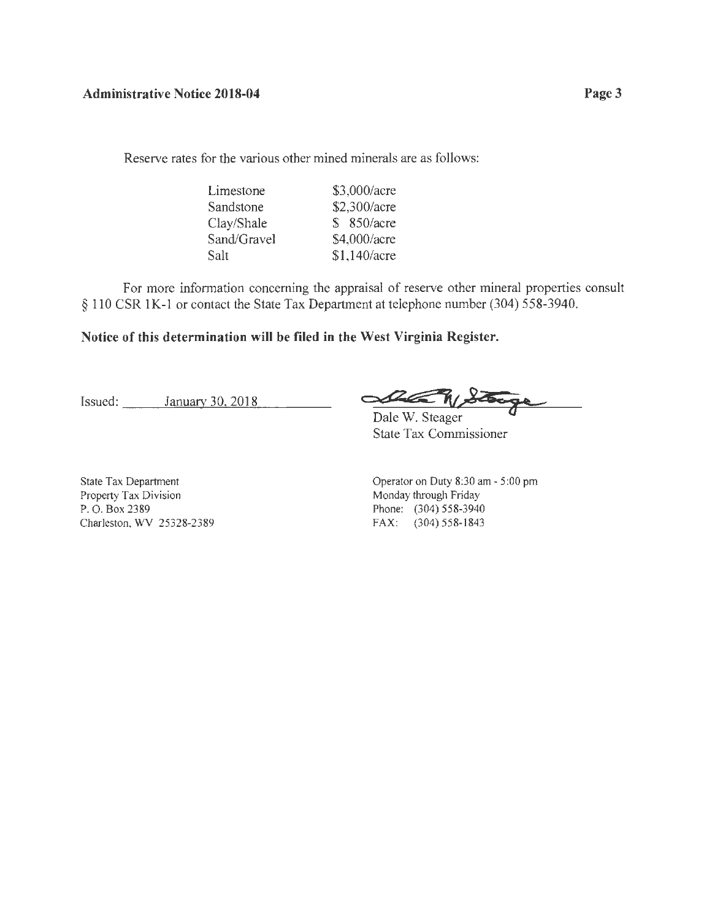Reserve rates for the various other mined minerals are as follows:

| | |
|---|---|
| Limestone | $3,000/acre |
| Sandstone | $2,300/acre |
| Clay/Shale | $ 850/acre |
| Sand/Gravel | $4,000/acre |
| Salt | $1,140/acre |

For more information concerning the appraisal of reserve other mineral properties consult § 110 CSR 1K-1 or contact the State Tax Department at telephone number (304) 558-3940.

**Notice of this determination will be filed in the West Virginia Register.**

Issued: January 30, 2018

Dale W. Steager
State Tax Commissioner

State Tax Department
Property Tax Division
P. O. Box 2389
Charleston, WV 25328-2389

Operator on Duty 8:30 am - 5:00 pm
Monday through Friday
Phone: (304) 558-3940
FAX: (304) 558-1843